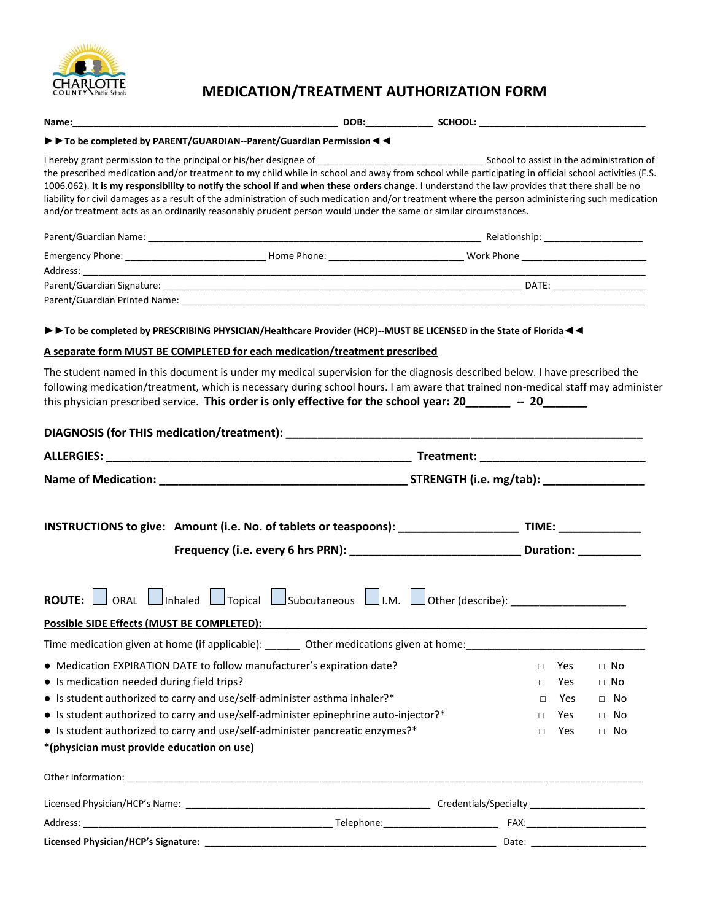# MEDICATION/TREATMENT AUTHORIZATION FORM

**Name:**\_\_\_\_\_\_\_\_\_\_\_\_\_\_\_\_\_\_\_\_\_\_\_\_\_\_\_\_\_\_\_\_\_\_\_\_\_\_\_\_\_\_\_\_\_\_\_\_ **DOB:**\_\_\_\_\_\_\_\_\_\_\_\_ **SCHOOL:** \_\_\_\_\_\_\_\_\_\_\_\_\_\_\_\_\_\_\_\_\_\_\_\_\_\_\_\_\_\_\_\_\_

**►►To be completed by PARENT/GUARDIAN--Parent/Guardian Permission◄◄**

I hereby grant permission to the principal or his/her designee of \_\_\_\_\_\_\_\_\_\_\_\_\_\_\_\_\_\_\_\_\_\_\_\_\_\_\_\_\_\_\_\_ School to assist in the administration of the prescribed medication and/or treatment to my child while in school and away from school while participating in official school activities (F.S. 1006.062). **It is my responsibility to notify the school if and when these orders change**. I understand the law provides that there shall be no liability for civil damages as a result of the administration of such medication and/or treatment where the person administering such medication and/or treatment acts as an ordinarily reasonably prudent person would under the same or similar circumstances.

Parent/Guardian Name: \_\_\_\_\_\_\_\_\_\_\_\_\_\_\_\_\_\_\_\_\_\_\_\_\_\_\_\_\_\_\_\_\_\_\_\_\_\_\_\_\_\_\_\_\_\_\_\_\_\_\_\_\_\_\_\_\_\_\_\_\_ Relationship: \_\_\_\_\_\_\_\_\_\_\_\_\_\_\_\_\_\_\_

Emergency Phone: \_\_\_\_\_\_\_\_\_\_\_\_\_\_\_\_\_\_\_\_\_\_\_\_\_\_ Home Phone: \_\_\_\_\_\_\_\_\_\_\_\_\_\_\_\_\_\_\_\_\_\_\_\_\_ Work Phone \_\_\_\_\_\_\_\_\_\_\_\_\_\_\_\_\_\_\_\_\_\_\_

Address: \_\_\_\_\_\_\_\_\_\_\_\_\_\_\_\_\_\_\_\_\_\_\_\_\_\_\_\_\_\_\_\_\_\_\_\_\_\_\_\_\_\_\_\_\_\_\_\_\_\_\_\_\_\_\_\_\_\_\_\_\_\_\_\_\_\_\_\_\_\_\_\_\_\_\_\_\_\_\_\_\_\_\_\_\_\_\_\_\_\_\_\_\_\_\_\_\_\_\_\_\_\_\_

Parent/Guardian Signature: \_\_\_\_\_\_\_\_\_\_\_\_\_\_\_\_\_\_\_\_\_\_\_\_\_\_\_\_\_\_\_\_\_\_\_\_\_\_\_\_\_\_\_\_\_\_\_\_\_\_\_\_\_\_\_\_\_\_\_\_\_\_\_\_\_ DATE: \_\_\_\_\_\_\_\_\_\_\_\_\_\_\_\_\_

Parent/Guardian Printed Name: \_\_\_\_\_\_\_\_\_\_\_\_\_\_\_\_\_\_\_\_\_\_\_\_\_\_\_\_\_\_\_\_\_\_\_\_\_\_\_\_\_\_\_\_\_\_\_\_\_\_\_\_\_\_\_\_\_\_\_\_\_\_\_\_\_\_\_\_\_\_\_\_\_\_\_\_\_\_\_\_\_\_\_

**►►To be completed by PRESCRIBING PHYSICIAN/Healthcare Provider (HCP)--MUST BE LICENSED in the State of Florida◄◄**

**A separate form MUST BE COMPLETED for each medication/treatment prescribed**

The student named in this document is under my medical supervision for the diagnosis described below. I have prescribed the following medication/treatment, which is necessary during school hours. I am aware that trained non-medical staff may administer this physician prescribed service. **This order is only effective for the school year: 20\_\_\_\_\_\_\_ -- 20\_\_\_\_\_\_\_**

**DIAGNOSIS (for THIS medication/treatment): \_\_\_\_\_\_\_\_\_\_\_\_\_\_\_\_\_\_\_\_\_\_\_\_\_\_\_\_\_\_\_\_\_\_\_\_\_\_\_\_\_\_\_\_\_\_\_\_\_\_\_\_\_\_\_\_**

**ALLERGIES: \_\_\_\_\_\_\_\_\_\_\_\_\_\_\_\_\_\_\_\_\_\_\_\_\_\_\_\_\_\_\_\_\_\_\_\_\_\_\_\_\_\_\_\_\_\_\_\_\_\_\_ Treatment: \_\_\_\_\_\_\_\_\_\_\_\_\_\_\_\_\_\_\_\_\_\_\_\_\_\_**

**Name of Medication: \_\_\_\_\_\_\_\_\_\_\_\_\_\_\_\_\_\_\_\_\_\_\_\_\_\_\_\_\_\_\_\_\_\_\_\_\_\_\_\_\_ STRENGTH (i.e. mg/tab): \_\_\_\_\_\_\_\_\_\_\_\_\_\_\_\_**

**INSTRUCTIONS to give: Amount (i.e. No. of tablets or teaspoons): \_\_\_\_\_\_\_\_\_\_\_\_\_\_\_\_\_\_\_ TIME: \_\_\_\_\_\_\_\_\_\_\_\_\_**

**Frequency (i.e. every 6 hrs PRN): \_\_\_\_\_\_\_\_\_\_\_\_\_\_\_\_\_\_\_\_\_\_\_\_\_\_\_\_ Duration: \_\_\_\_\_\_\_\_\_\_**

**ROUTE:** ☐ ORAL ☐ Inhaled ☐ Topical ☐ Subcutaneous ☐ I.M. ☐ Other (describe): \_\_\_\_\_\_\_\_\_\_\_\_\_\_\_\_\_\_\_\_

**Possible SIDE Effects (MUST BE COMPLETED): \_\_\_\_\_\_\_\_\_\_\_\_\_\_\_\_\_\_\_\_\_\_\_\_\_\_\_\_\_\_\_\_\_\_\_\_\_\_\_\_\_\_\_\_\_\_\_\_\_\_\_\_\_\_\_\_\_\_\_\_\_\_\_\_**

Time medication given at home (if applicable): \_\_\_\_\_\_ Other medications given at home:\_\_\_\_\_\_\_\_\_\_\_\_\_\_\_\_\_\_\_\_\_\_\_\_\_\_\_\_\_\_\_\_\_

- Medication EXPIRATION DATE to follow manufacturer's expiration date? □ Yes □ No
- Is medication needed during field trips? □ Yes □ No
- Is student authorized to carry and use/self-administer asthma inhaler?* □ Yes □ No
- Is student authorized to carry and use/self-administer epinephrine auto-injector?* □ Yes □ No
- Is student authorized to carry and use/self-administer pancreatic enzymes?* □ Yes □ No

***(physician must provide education on use)**

Other Information: \_\_\_\_\_\_\_\_\_\_\_\_\_\_\_\_\_\_\_\_\_\_\_\_\_\_\_\_\_\_\_\_\_\_\_\_\_\_\_\_\_\_\_\_\_\_\_\_\_\_\_\_\_\_\_\_\_\_\_\_\_\_\_\_\_\_\_\_\_\_\_\_\_\_\_\_\_\_\_\_\_\_\_\_\_\_\_\_\_\_\_\_\_\_\_

Licensed Physician/HCP's Name: \_\_\_\_\_\_\_\_\_\_\_\_\_\_\_\_\_\_\_\_\_\_\_\_\_\_\_\_\_\_\_\_\_\_\_\_\_\_\_\_\_\_\_\_\_\_\_\_ Credentials/Specialty \_\_\_\_\_\_\_\_\_\_\_\_\_\_\_\_\_\_\_\_\_\_

Address: \_\_\_\_\_\_\_\_\_\_\_\_\_\_\_\_\_\_\_\_\_\_\_\_\_\_\_\_\_\_\_\_\_\_\_\_\_\_\_\_\_\_\_\_\_\_\_\_\_ Telephone:\_\_\_\_\_\_\_\_\_\_\_\_\_\_\_\_\_\_\_\_\_\_ FAX:\_\_\_\_\_\_\_\_\_\_\_\_\_\_\_\_\_\_\_\_\_\_\_\_

**Licensed Physician/HCP's Signature:** \_\_\_\_\_\_\_\_\_\_\_\_\_\_\_\_\_\_\_\_\_\_\_\_\_\_\_\_\_\_\_\_\_\_\_\_\_\_\_\_\_\_\_\_\_\_\_\_\_\_\_\_\_\_\_\_\_\_ Date: \_\_\_\_\_\_\_\_\_\_\_\_\_\_\_\_\_\_\_\_\_\_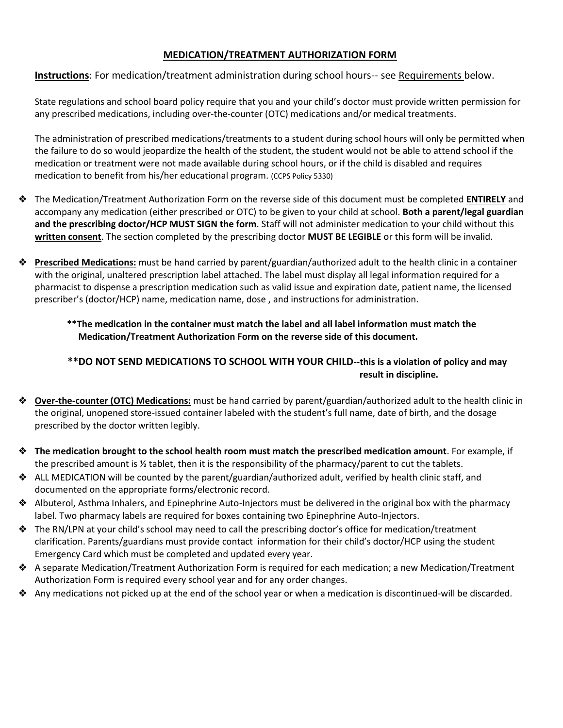# MEDICATION/TREATMENT AUTHORIZATION FORM

**Instructions**: For medication/treatment administration during school hours-- see Requirements below.

State regulations and school board policy require that you and your child's doctor must provide written permission for any prescribed medications, including over-the-counter (OTC) medications and/or medical treatments.

The administration of prescribed medications/treatments to a student during school hours will only be permitted when the failure to do so would jeopardize the health of the student, the student would not be able to attend school if the medication or treatment were not made available during school hours, or if the child is disabled and requires medication to benefit from his/her educational program. (CCPS Policy 5330)

- The Medication/Treatment Authorization Form on the reverse side of this document must be completed **ENTIRELY** and accompany any medication (either prescribed or OTC) to be given to your child at school. **Both a parent/legal guardian and the prescribing doctor/HCP MUST SIGN the form**. Staff will not administer medication to your child without this **written consent**. The section completed by the prescribing doctor **MUST BE LEGIBLE** or this form will be invalid.
- **Prescribed Medications:** must be hand carried by parent/guardian/authorized adult to the health clinic in a container with the original, unaltered prescription label attached. The label must display all legal information required for a pharmacist to dispense a prescription medication such as valid issue and expiration date, patient name, the licensed prescriber's (doctor/HCP) name, medication name, dose , and instructions for administration.

  **\*\*The medication in the container must match the label and all label information must match the Medication/Treatment Authorization Form on the reverse side of this document.**

  **\*\*DO NOT SEND MEDICATIONS TO SCHOOL WITH YOUR CHILD--this is a violation of policy and may result in discipline.**

- **Over-the-counter (OTC) Medications:** must be hand carried by parent/guardian/authorized adult to the health clinic in the original, unopened store-issued container labeled with the student's full name, date of birth, and the dosage prescribed by the doctor written legibly.
- **The medication brought to the school health room must match the prescribed medication amount**. For example, if the prescribed amount is ½ tablet, then it is the responsibility of the pharmacy/parent to cut the tablets.
- ALL MEDICATION will be counted by the parent/guardian/authorized adult, verified by health clinic staff, and documented on the appropriate forms/electronic record.
- Albuterol, Asthma Inhalers, and Epinephrine Auto-Injectors must be delivered in the original box with the pharmacy label. Two pharmacy labels are required for boxes containing two Epinephrine Auto-Injectors.
- The RN/LPN at your child's school may need to call the prescribing doctor's office for medication/treatment clarification. Parents/guardians must provide contact information for their child's doctor/HCP using the student Emergency Card which must be completed and updated every year.
- A separate Medication/Treatment Authorization Form is required for each medication; a new Medication/Treatment Authorization Form is required every school year and for any order changes.
- Any medications not picked up at the end of the school year or when a medication is discontinued-will be discarded.